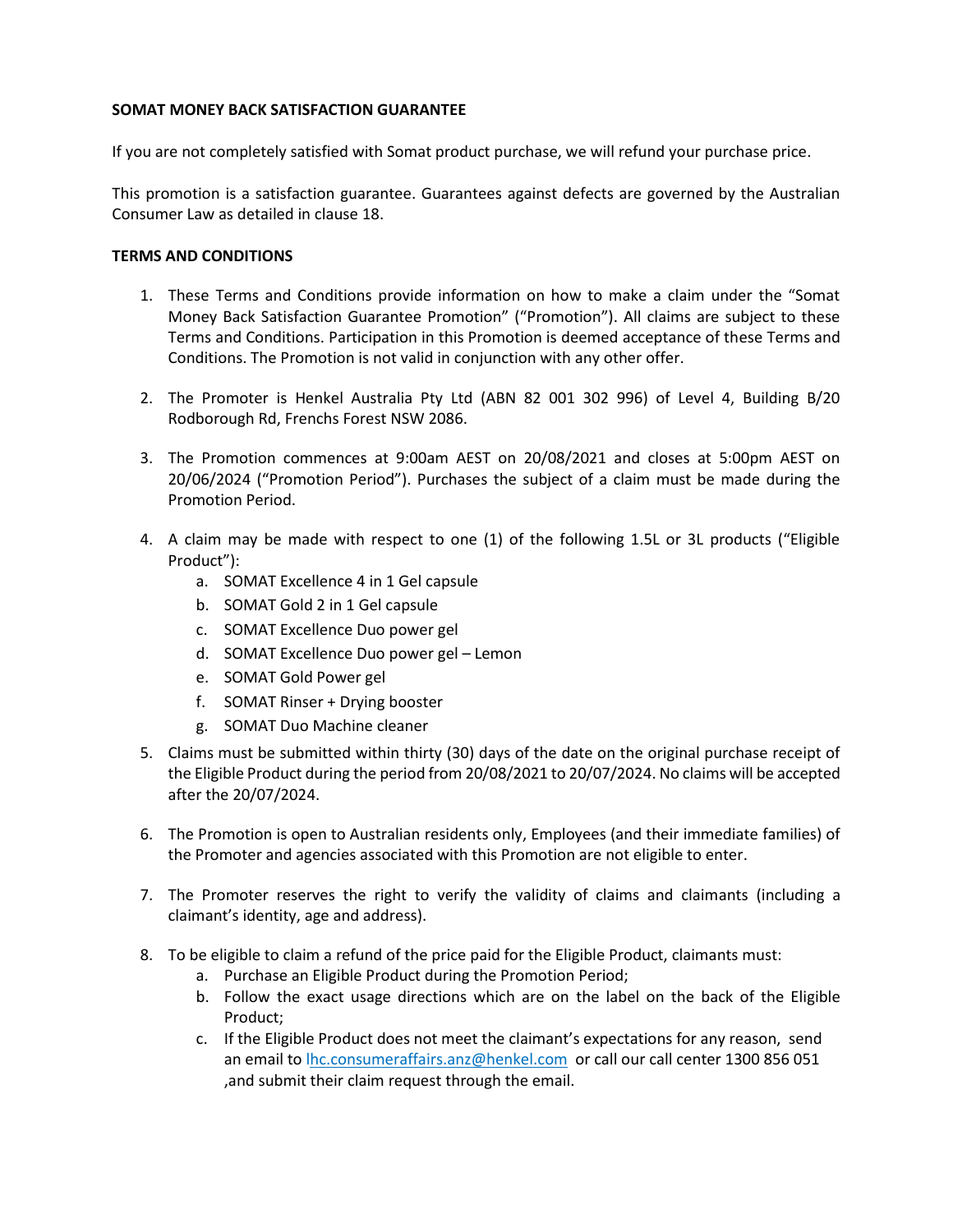**SOMAT MONEY BACK SATISFACTION GUARANTEE**

If you are not completely satisfied with Somat product purchase, we will refund your purchase price.

This promotion is a satisfaction guarantee. Guarantees against defects are governed by the Australian Consumer Law as detailed in clause 18.

**TERMS AND CONDITIONS**

1. These Terms and Conditions provide information on how to make a claim under the "Somat Money Back Satisfaction Guarantee Promotion" ("Promotion"). All claims are subject to these Terms and Conditions. Participation in this Promotion is deemed acceptance of these Terms and Conditions. The Promotion is not valid in conjunction with any other offer.

2. The Promoter is Henkel Australia Pty Ltd (ABN 82 001 302 996) of Level 4, Building B/20 Rodborough Rd, Frenchs Forest NSW 2086.

3. The Promotion commences at 9:00am AEST on 20/08/2021 and closes at 5:00pm AEST on 20/06/2024 ("Promotion Period"). Purchases the subject of a claim must be made during the Promotion Period.

4. A claim may be made with respect to one (1) of the following 1.5L or 3L products ("Eligible Product"):
   a. SOMAT Excellence 4 in 1 Gel capsule
   b. SOMAT Gold 2 in 1 Gel capsule
   c. SOMAT Excellence Duo power gel
   d. SOMAT Excellence Duo power gel – Lemon
   e. SOMAT Gold Power gel
   f. SOMAT Rinser + Drying booster
   g. SOMAT Duo Machine cleaner

5. Claims must be submitted within thirty (30) days of the date on the original purchase receipt of the Eligible Product during the period from 20/08/2021 to 20/07/2024. No claims will be accepted after the 20/07/2024.

6. The Promotion is open to Australian residents only, Employees (and their immediate families) of the Promoter and agencies associated with this Promotion are not eligible to enter.

7. The Promoter reserves the right to verify the validity of claims and claimants (including a claimant's identity, age and address).

8. To be eligible to claim a refund of the price paid for the Eligible Product, claimants must:
   a. Purchase an Eligible Product during the Promotion Period;
   b. Follow the exact usage directions which are on the label on the back of the Eligible Product;
   c. If the Eligible Product does not meet the claimant's expectations for any reason, send an email to lhc.consumeraffairs.anz@henkel.com or call our call center 1300 856 051 ,and submit their claim request through the email.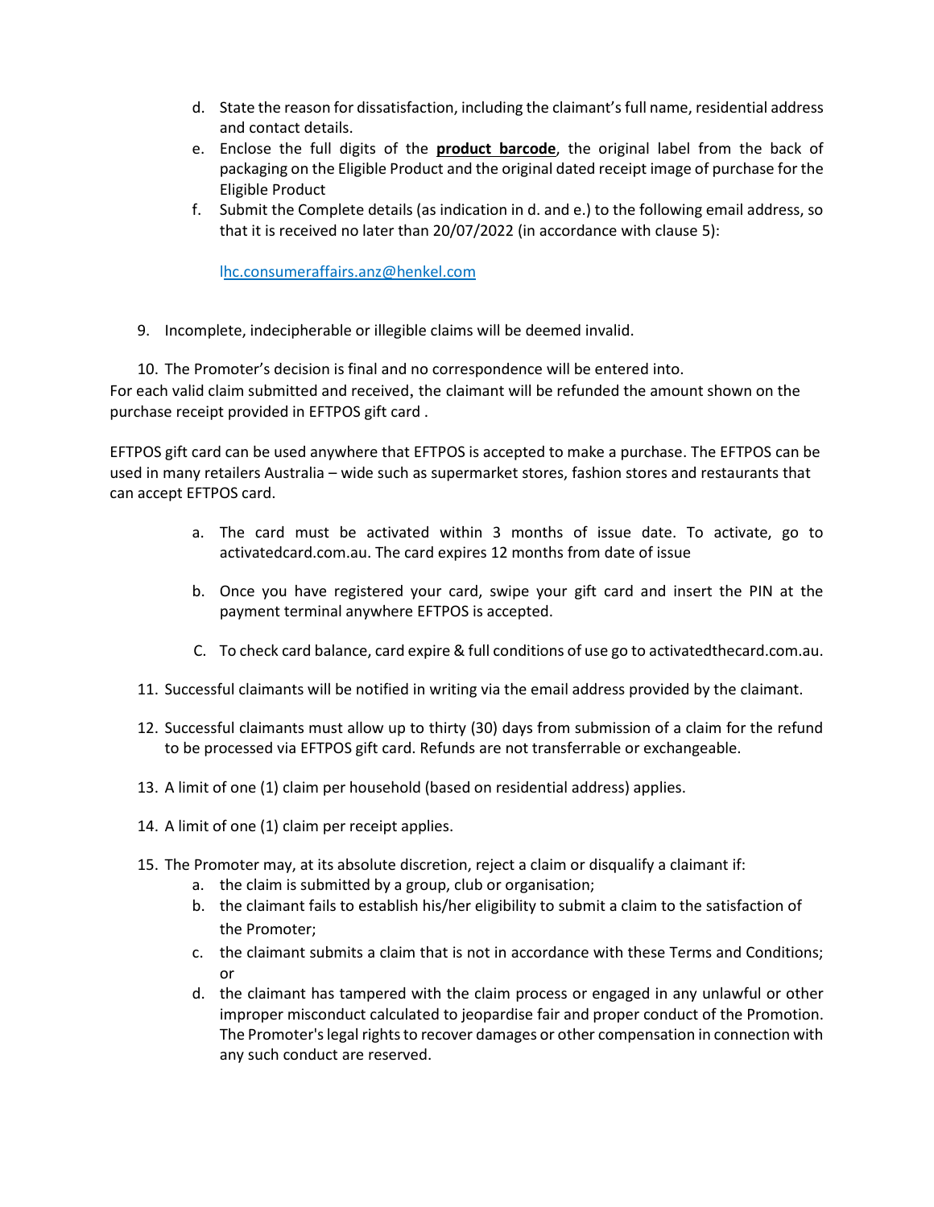d. State the reason for dissatisfaction, including the claimant's full name, residential address and contact details.

e. Enclose the full digits of the **product barcode**, the original label from the back of packaging on the Eligible Product and the original dated receipt image of purchase for the Eligible Product

f. Submit the Complete details (as indication in d. and e.) to the following email address, so that it is received no later than 20/07/2022 (in accordance with clause 5):

   lhc.consumeraffairs.anz@henkel.com

9. Incomplete, indecipherable or illegible claims will be deemed invalid.

10. The Promoter's decision is final and no correspondence will be entered into.

For each valid claim submitted and received, the claimant will be refunded the amount shown on the purchase receipt provided in EFTPOS gift card .

EFTPOS gift card can be used anywhere that EFTPOS is accepted to make a purchase. The EFTPOS can be used in many retailers Australia – wide such as supermarket stores, fashion stores and restaurants that can accept EFTPOS card.

a. The card must be activated within 3 months of issue date. To activate, go to activatedcard.com.au. The card expires 12 months from date of issue

b. Once you have registered your card, swipe your gift card and insert the PIN at the payment terminal anywhere EFTPOS is accepted.

C. To check card balance, card expire & full conditions of use go to activatedthecard.com.au.

11. Successful claimants will be notified in writing via the email address provided by the claimant.

12. Successful claimants must allow up to thirty (30) days from submission of a claim for the refund to be processed via EFTPOS gift card. Refunds are not transferrable or exchangeable.

13. A limit of one (1) claim per household (based on residential address) applies.

14. A limit of one (1) claim per receipt applies.

15. The Promoter may, at its absolute discretion, reject a claim or disqualify a claimant if:
    a. the claim is submitted by a group, club or organisation;
    b. the claimant fails to establish his/her eligibility to submit a claim to the satisfaction of the Promoter;
    c. the claimant submits a claim that is not in accordance with these Terms and Conditions; or
    d. the claimant has tampered with the claim process or engaged in any unlawful or other improper misconduct calculated to jeopardise fair and proper conduct of the Promotion. The Promoter's legal rights to recover damages or other compensation in connection with any such conduct are reserved.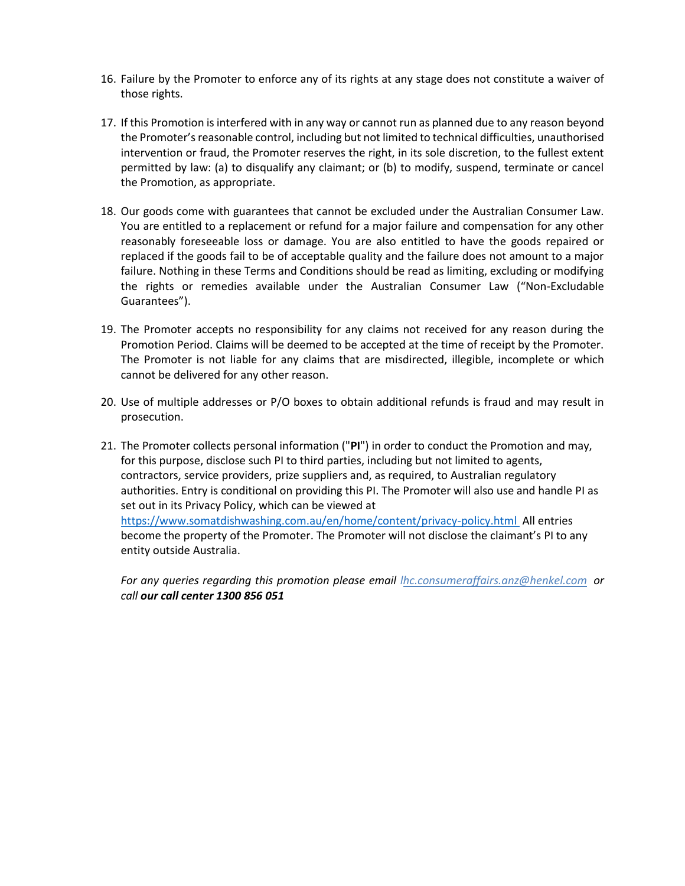16. Failure by the Promoter to enforce any of its rights at any stage does not constitute a waiver of those rights.

17. If this Promotion is interfered with in any way or cannot run as planned due to any reason beyond the Promoter's reasonable control, including but not limited to technical difficulties, unauthorised intervention or fraud, the Promoter reserves the right, in its sole discretion, to the fullest extent permitted by law: (a) to disqualify any claimant; or (b) to modify, suspend, terminate or cancel the Promotion, as appropriate.

18. Our goods come with guarantees that cannot be excluded under the Australian Consumer Law. You are entitled to a replacement or refund for a major failure and compensation for any other reasonably foreseeable loss or damage. You are also entitled to have the goods repaired or replaced if the goods fail to be of acceptable quality and the failure does not amount to a major failure. Nothing in these Terms and Conditions should be read as limiting, excluding or modifying the rights or remedies available under the Australian Consumer Law ("Non-Excludable Guarantees").

19. The Promoter accepts no responsibility for any claims not received for any reason during the Promotion Period. Claims will be deemed to be accepted at the time of receipt by the Promoter. The Promoter is not liable for any claims that are misdirected, illegible, incomplete or which cannot be delivered for any other reason.

20. Use of multiple addresses or P/O boxes to obtain additional refunds is fraud and may result in prosecution.

21. The Promoter collects personal information ("**PI**") in order to conduct the Promotion and may, for this purpose, disclose such PI to third parties, including but not limited to agents, contractors, service providers, prize suppliers and, as required, to Australian regulatory authorities. Entry is conditional on providing this PI. The Promoter will also use and handle PI as set out in its Privacy Policy, which can be viewed at [https://www.somatdishwashing.com.au/en/home/content/privacy-policy.html](https://www.somatdishwashing.com.au/en/home/content/privacy-policy.html) All entries become the property of the Promoter. The Promoter will not disclose the claimant's PI to any entity outside Australia.

    *For any queries regarding this promotion please email [lhc.consumeraffairs.anz@henkel.com](mailto:lhc.consumeraffairs.anz@henkel.com) or call **our call center 1300 856 051***